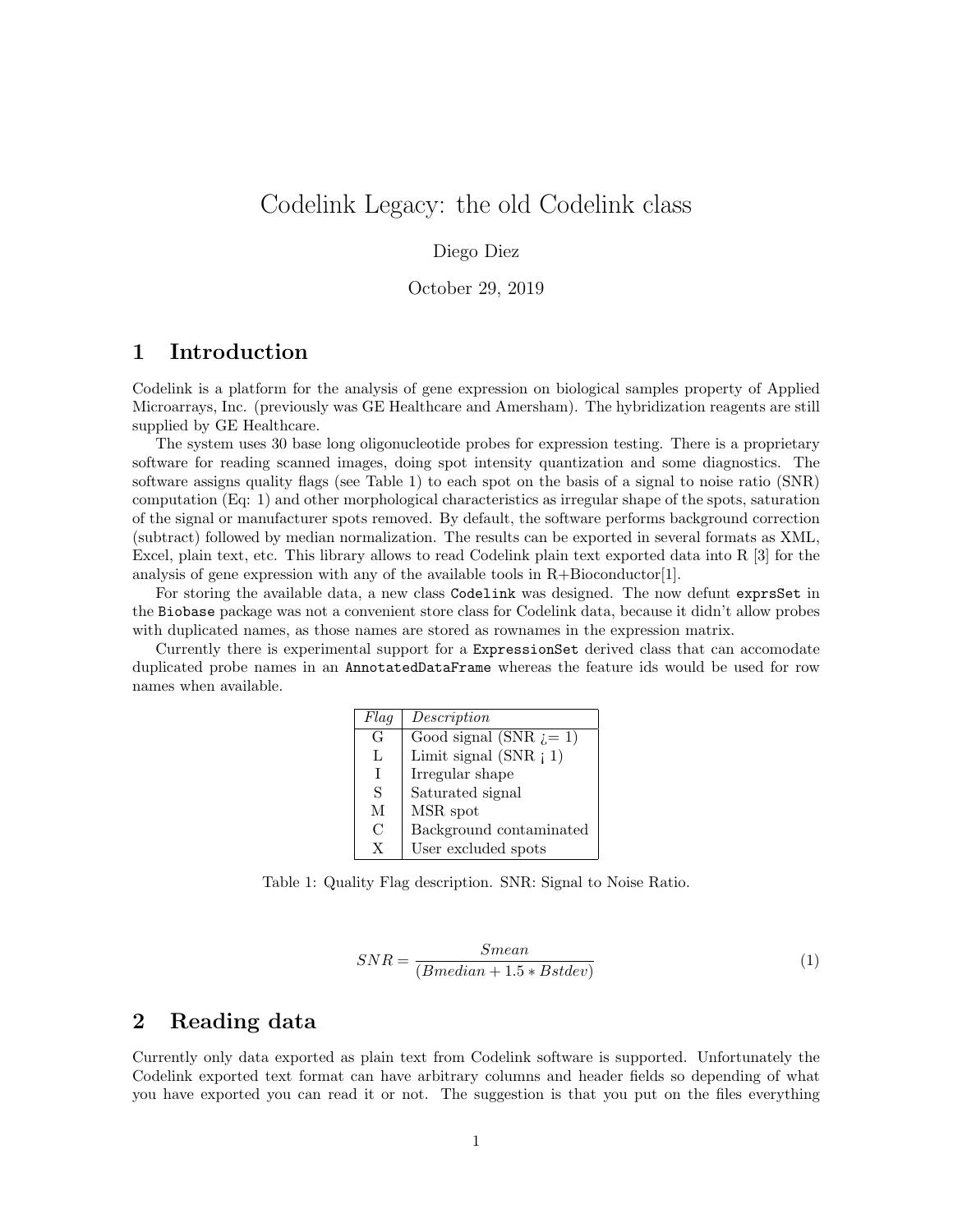# Codelink Legacy: the old Codelink class

Diego Diez

October 29, 2019

## 1 Introduction

Codelink is a platform for the analysis of gene expression on biological samples property of Applied Microarrays, Inc. (previously was GE Healthcare and Amersham). The hybridization reagents are still supplied by GE Healthcare.

The system uses 30 base long oligonucleotide probes for expression testing. There is a proprietary software for reading scanned images, doing spot intensity quantization and some diagnostics. The software assigns quality flags (see Table 1) to each spot on the basis of a signal to noise ratio (SNR) computation (Eq: 1) and other morphological characteristics as irregular shape of the spots, saturation of the signal or manufacturer spots removed. By default, the software performs background correction (subtract) followed by median normalization. The results can be exported in several formats as XML, Excel, plain text, etc. This library allows to read Codelink plain text exported data into R [3] for the analysis of gene expression with any of the available tools in R+Bioconductor[1].

For storing the available data, a new class `Codelink` was designed. The now defunt `exprsSet` in the `Biobase` package was not a convenient store class for Codelink data, because it didn't allow probes with duplicated names, as those names are stored as rownames in the expression matrix.

Currently there is experimental support for a `ExpressionSet` derived class that can accomodate duplicated probe names in an `AnnotatedDataFrame` whereas the feature ids would be used for row names when available.

| *Flag* | *Description* |
|---|---|
| G | Good signal (SNR ¿= 1) |
| L | Limit signal (SNR ¡ 1) |
| I | Irregular shape |
| S | Saturated signal |
| M | MSR spot |
| C | Background contaminated |
| X | User excluded spots |

Table 1: Quality Flag description. SNR: Signal to Noise Ratio.

$$SNR = \frac{Smean}{(Bmedian + 1.5 * Bstdev)} \tag{1}$$

## 2 Reading data

Currently only data exported as plain text from Codelink software is supported. Unfortunately the Codelink exported text format can have arbitrary columns and header fields so depending of what you have exported you can read it or not. The suggestion is that you put on the files everything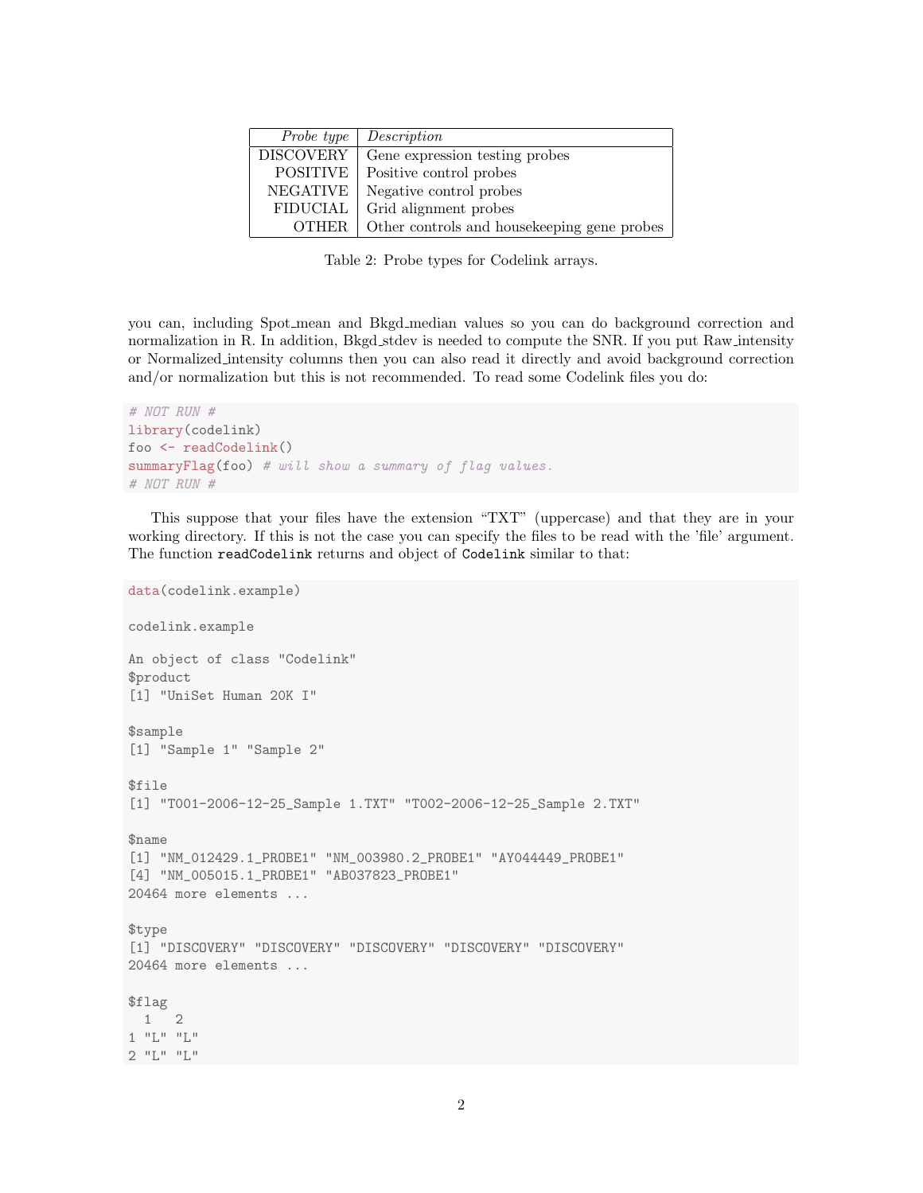| *Probe type* | *Description* |
|---:|---|
| DISCOVERY | Gene expression testing probes |
| POSITIVE | Positive control probes |
| NEGATIVE | Negative control probes |
| FIDUCIAL | Grid alignment probes |
| OTHER | Other controls and housekeeping gene probes |

Table 2: Probe types for Codelink arrays.

you can, including Spot_mean and Bkgd_median values so you can do background correction and normalization in R. In addition, Bkgd_stdev is needed to compute the SNR. If you put Raw_intensity or Normalized_intensity columns then you can also read it directly and avoid background correction and/or normalization but this is not recommended. To read some Codelink files you do:

```
# NOT RUN #
library(codelink)
foo <- readCodelink()
summaryFlag(foo) # will show a summary of flag values.
# NOT RUN #
```

This suppose that your files have the extension "TXT" (uppercase) and that they are in your working directory. If this is not the case you can specify the files to be read with the 'file' argument. The function `readCodelink` returns and object of `Codelink` similar to that:

```
data(codelink.example)

codelink.example

An object of class "Codelink"
$product
[1] "UniSet Human 20K I"

$sample
[1] "Sample 1" "Sample 2"

$file
[1] "T001-2006-12-25_Sample 1.TXT" "T002-2006-12-25_Sample 2.TXT"

$name
[1] "NM_012429.1_PROBE1" "NM_003980.2_PROBE1" "AY044449_PROBE1"
[4] "NM_005015.1_PROBE1" "AB037823_PROBE1"
20464 more elements ...

$type
[1] "DISCOVERY" "DISCOVERY" "DISCOVERY" "DISCOVERY" "DISCOVERY"
20464 more elements ...

$flag
  1   2
1 "L" "L"
2 "L" "L"
```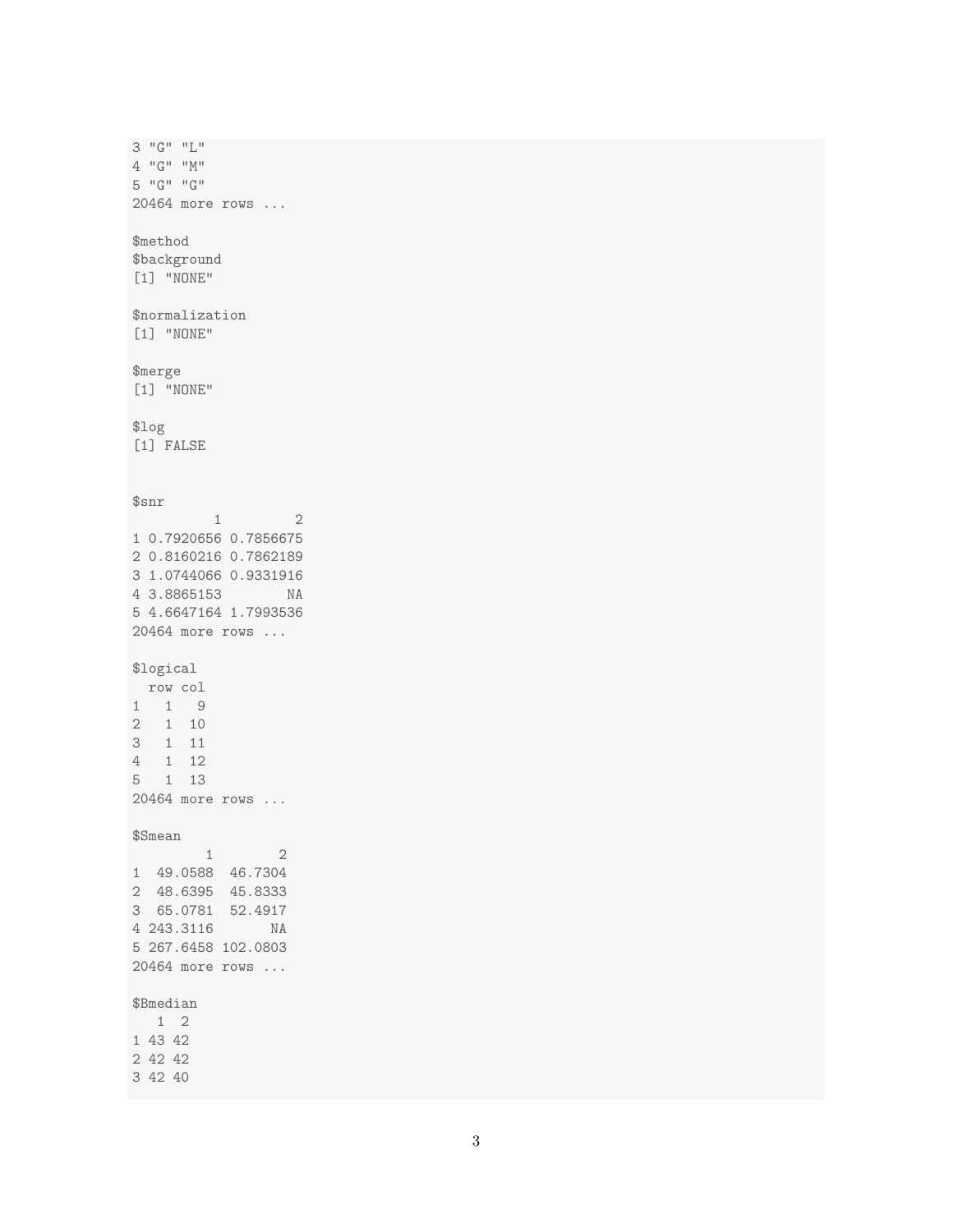```
3 "G" "L"
4 "G" "M"
5 "G" "G"
20464 more rows ...

$method
$background
[1] "NONE"

$normalization
[1] "NONE"

$merge
[1] "NONE"

$log
[1] FALSE


$snr
          1         2
1 0.7920656 0.7856675
2 0.8160216 0.7862189
3 1.0744066 0.9331916
4 3.8865153        NA
5 4.6647164 1.7993536
20464 more rows ...

$logical
  row col
1   1   9
2   1  10
3   1  11
4   1  12
5   1  13
20464 more rows ...

$Smean
         1        2
1  49.0588  46.7304
2  48.6395  45.8333
3  65.0781  52.4917
4 243.3116       NA
5 267.6458 102.0803
20464 more rows ...

$Bmedian
   1  2
1 43 42
2 42 42
3 42 40
```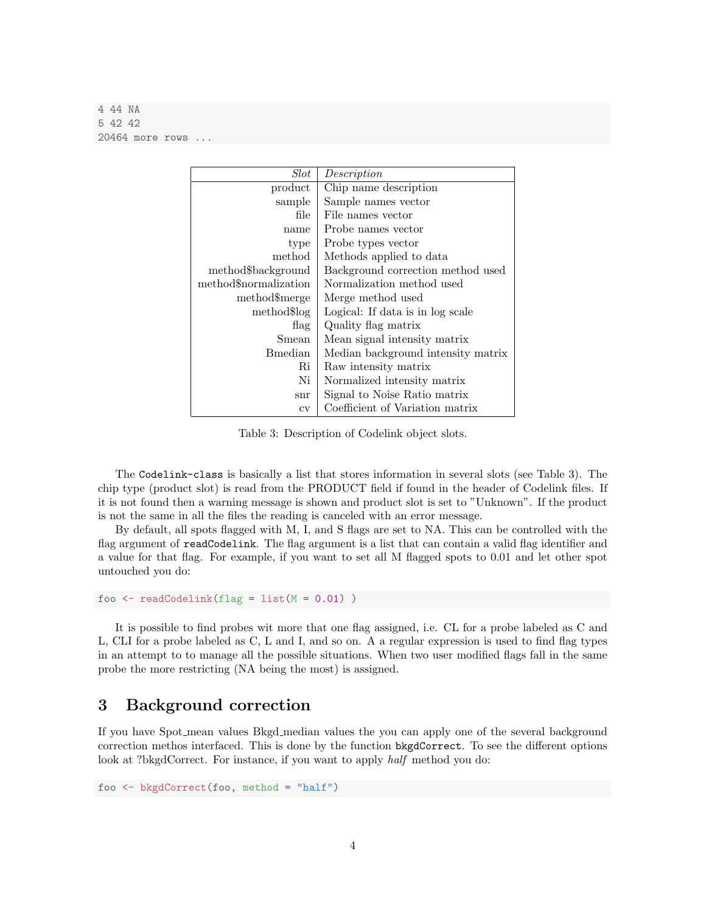```
4 44 NA
5 42 42
20464 more rows ...
```

| *Slot* | *Description* |
|---:|---|
| product | Chip name description |
| sample | Sample names vector |
| file | File names vector |
| name | Probe names vector |
| type | Probe types vector |
| method | Methods applied to data |
| method$background | Background correction method used |
| method$normalization | Normalization method used |
| method$merge | Merge method used |
| method$log | Logical: If data is in log scale |
| flag | Quality flag matrix |
| Smean | Mean signal intensity matrix |
| Bmedian | Median background intensity matrix |
| Ri | Raw intensity matrix |
| Ni | Normalized intensity matrix |
| snr | Signal to Noise Ratio matrix |
| cv | Coefficient of Variation matrix |

Table 3: Description of Codelink object slots.

The `Codelink-class` is basically a list that stores information in several slots (see Table 3). The chip type (product slot) is read from the PRODUCT field if found in the header of Codelink files. If it is not found then a warning message is shown and product slot is set to "Unknown". If the product is not the same in all the files the reading is canceled with an error message.

By default, all spots flagged with M, I, and S flags are set to NA. This can be controlled with the flag argument of `readCodelink`. The flag argument is a list that can contain a valid flag identifier and a value for that flag. For example, if you want to set all M flagged spots to 0.01 and let other spot untouched you do:

```
foo <- readCodelink(flag = list(M = 0.01) )
```

It is possible to find probes wit more that one flag assigned, i.e. CL for a probe labeled as C and L, CLI for a probe labeled as C, L and I, and so on. A a regular expression is used to find flag types in an attempt to to manage all the possible situations. When two user modified flags fall in the same probe the more restricting (NA being the most) is assigned.

## 3 Background correction

If you have Spot_mean values Bkgd_median values the you can apply one of the several background correction methos interfaced. This is done by the function `bkgdCorrect`. To see the different options look at ?bkgdCorrect. For instance, if you want to apply *half* method you do:

```
foo <- bkgdCorrect(foo, method = "half")
```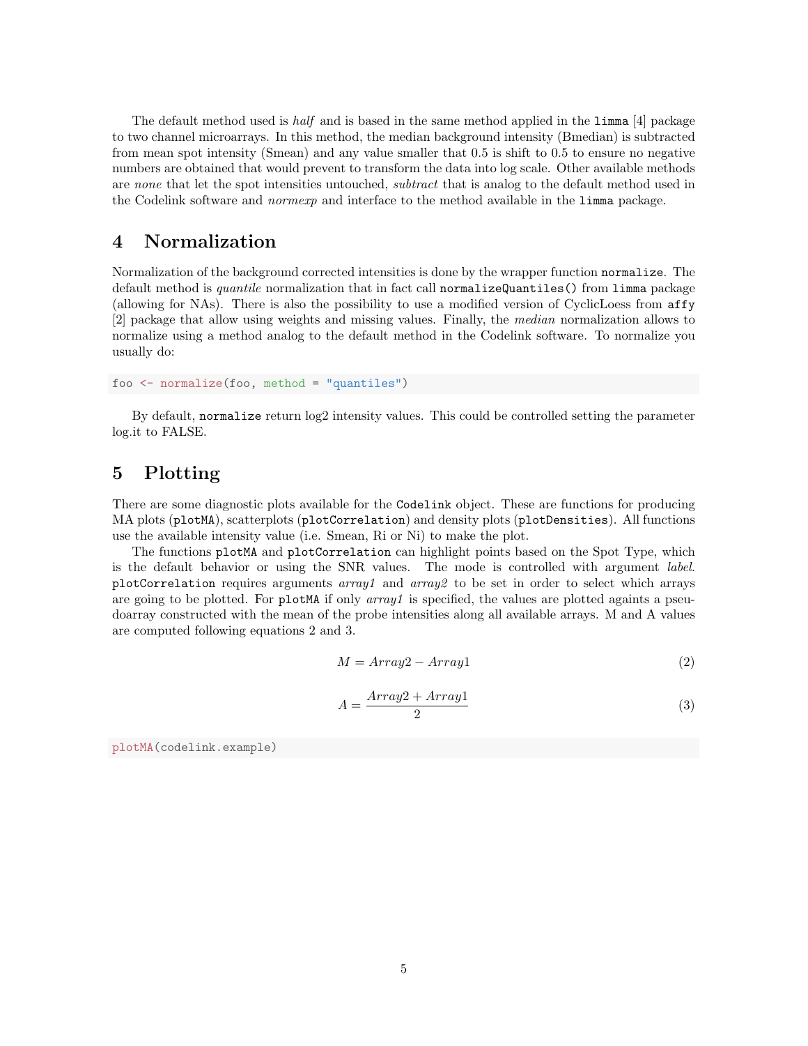The default method used is *half* and is based in the same method applied in the `limma` [4] package to two channel microarrays. In this method, the median background intensity (Bmedian) is subtracted from mean spot intensity (Smean) and any value smaller that 0.5 is shift to 0.5 to ensure no negative numbers are obtained that would prevent to transform the data into log scale. Other available methods are *none* that let the spot intensities untouched, *subtract* that is analog to the default method used in the Codelink software and *normexp* and interface to the method available in the `limma` package.

# 4 Normalization

Normalization of the background corrected intensities is done by the wrapper function `normalize`. The default method is *quantile* normalization that in fact call `normalizeQuantiles()` from `limma` package (allowing for NAs). There is also the possibility to use a modified version of CyclicLoess from `affy` [2] package that allow using weights and missing values. Finally, the *median* normalization allows to normalize using a method analog to the default method in the Codelink software. To normalize you usually do:

```
foo <- normalize(foo, method = "quantiles")
```

By default, `normalize` return log2 intensity values. This could be controlled setting the parameter log.it to FALSE.

# 5 Plotting

There are some diagnostic plots available for the `Codelink` object. These are functions for producing MA plots (`plotMA`), scatterplots (`plotCorrelation`) and density plots (`plotDensities`). All functions use the available intensity value (i.e. Smean, Ri or Ni) to make the plot.

The functions `plotMA` and `plotCorrelation` can highlight points based on the Spot Type, which is the default behavior or using the SNR values. The mode is controlled with argument *label*. `plotCorrelation` requires arguments *array1* and *array2* to be set in order to select which arrays are going to be plotted. For `plotMA` if only *array1* is specified, the values are plotted againts a pseudoarray constructed with the mean of the probe intensities along all available arrays. M and A values are computed following equations 2 and 3.

$$M = Array2 - Array1 \tag{2}$$

$$A = \frac{Array2 + Array1}{2} \tag{3}$$

```
plotMA(codelink.example)
```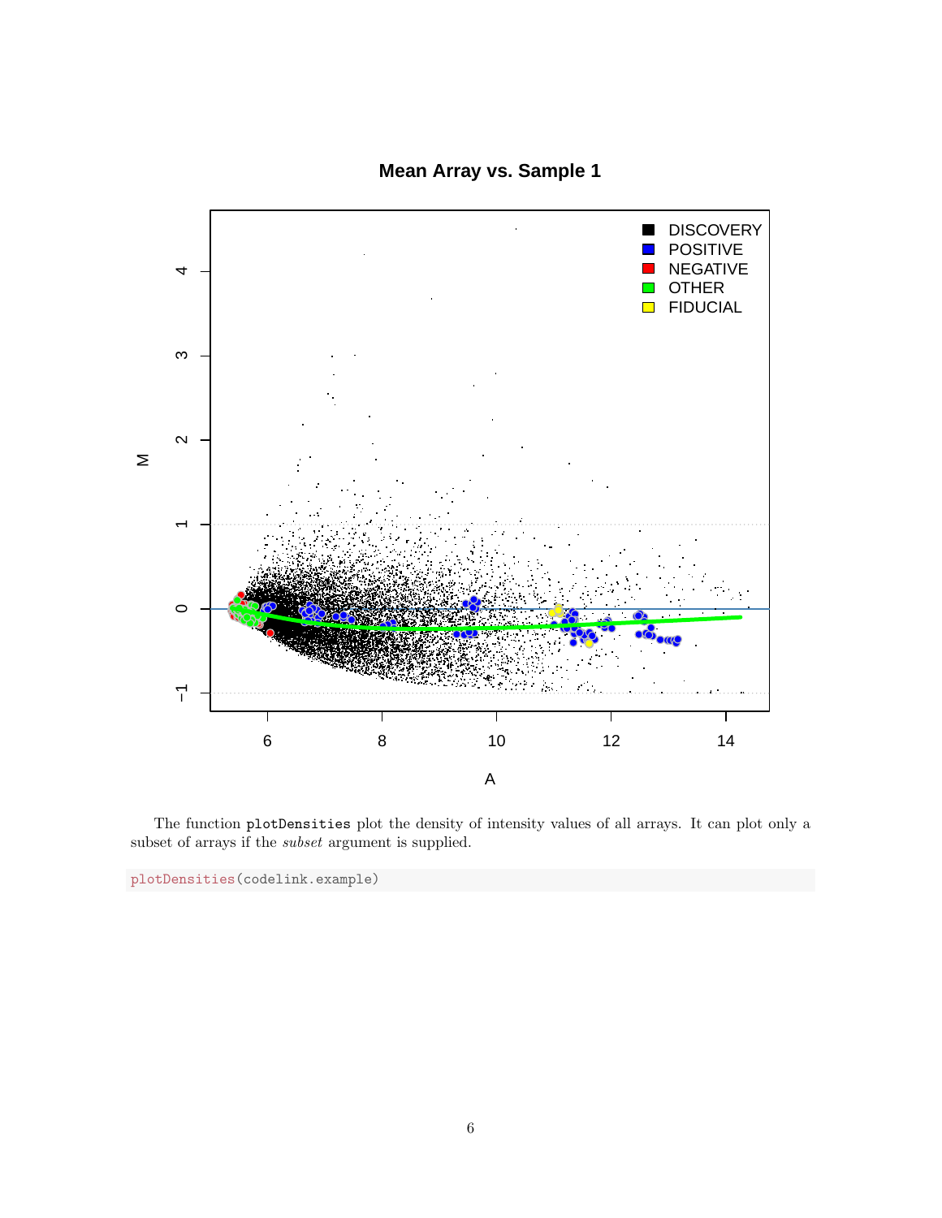The function `plotDensities` plot the density of intensity values of all arrays. It can plot only a subset of arrays if the *subset* argument is supplied.

```
plotDensities(codelink.example)
```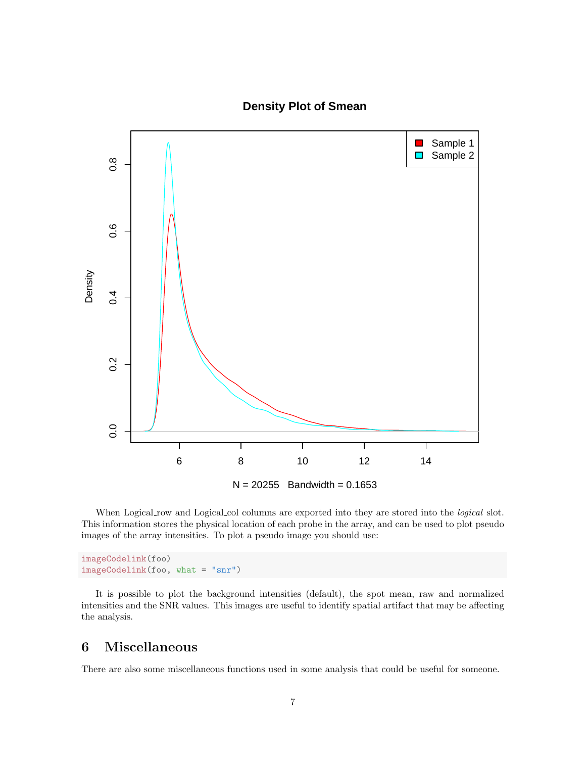When Logical_row and Logical_col columns are exported into they are stored into the *logical* slot. This information stores the physical location of each probe in the array, and can be used to plot pseudo images of the array intensities. To plot a pseudo image you should use:

```
imageCodelink(foo)
imageCodelink(foo, what = "snr")
```

It is possible to plot the background intensities (default), the spot mean, raw and normalized intensities and the SNR values. This images are useful to identify spatial artifact that may be affecting the analysis.

# 6 Miscellaneous

There are also some miscellaneous functions used in some analysis that could be useful for someone.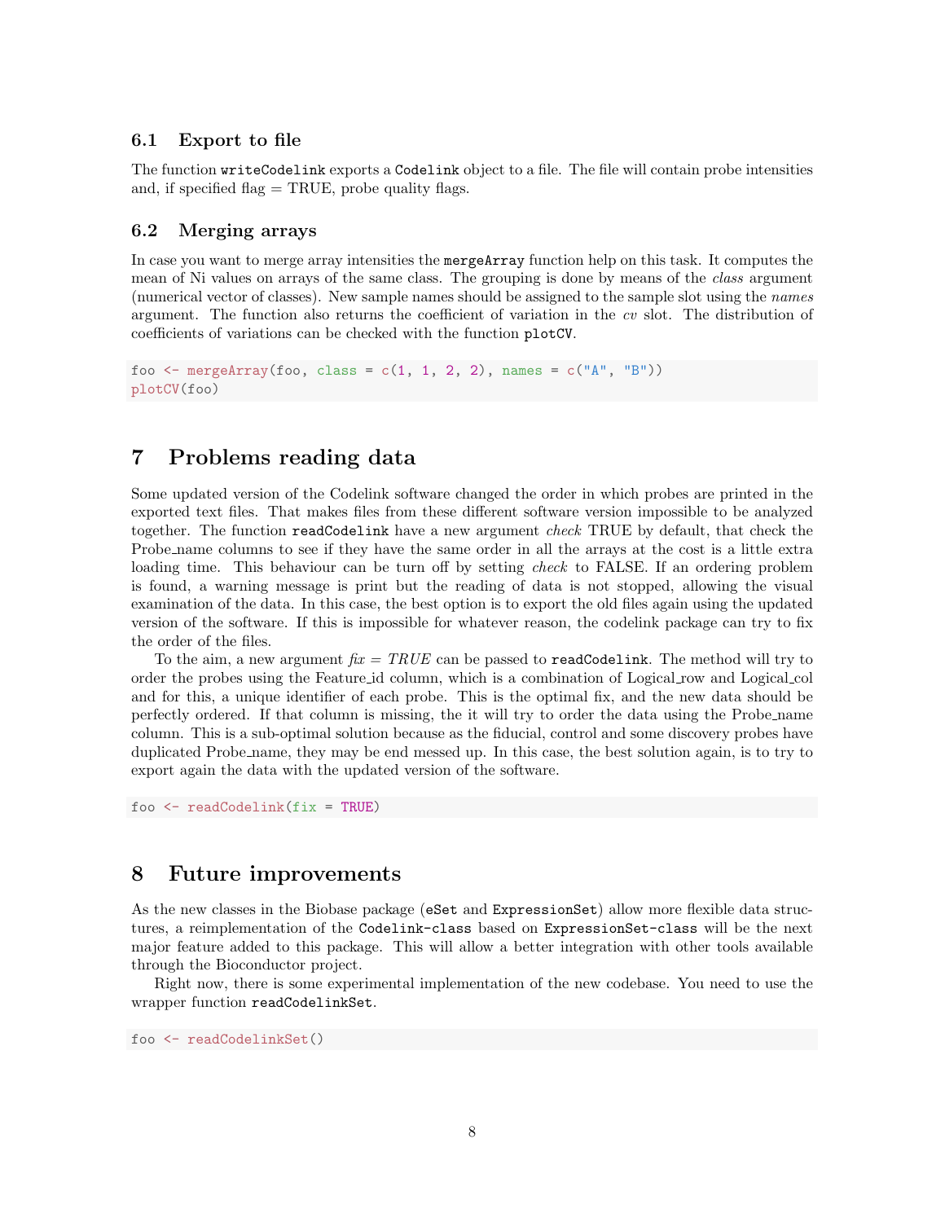### 6.1 Export to file

The function `writeCodelink` exports a `Codelink` object to a file. The file will contain probe intensities and, if specified flag = TRUE, probe quality flags.

### 6.2 Merging arrays

In case you want to merge array intensities the `mergeArray` function help on this task. It computes the mean of Ni values on arrays of the same class. The grouping is done by means of the *class* argument (numerical vector of classes). New sample names should be assigned to the sample slot using the *names* argument. The function also returns the coefficient of variation in the *cv* slot. The distribution of coefficients of variations can be checked with the function `plotCV`.

```
foo <- mergeArray(foo, class = c(1, 1, 2, 2), names = c("A", "B"))
plotCV(foo)
```

## 7 Problems reading data

Some updated version of the Codelink software changed the order in which probes are printed in the exported text files. That makes files from these different software version impossible to be analyzed together. The function `readCodelink` have a new argument *check* TRUE by default, that check the Probe_name columns to see if they have the same order in all the arrays at the cost is a little extra loading time. This behaviour can be turn off by setting *check* to FALSE. If an ordering problem is found, a warning message is print but the reading of data is not stopped, allowing the visual examination of the data. In this case, the best option is to export the old files again using the updated version of the software. If this is impossible for whatever reason, the codelink package can try to fix the order of the files.

To the aim, a new argument *fix = TRUE* can be passed to `readCodelink`. The method will try to order the probes using the Feature_id column, which is a combination of Logical_row and Logical_col and for this, a unique identifier of each probe. This is the optimal fix, and the new data should be perfectly ordered. If that column is missing, the it will try to order the data using the Probe_name column. This is a sub-optimal solution because as the fiducial, control and some discovery probes have duplicated Probe_name, they may be end messed up. In this case, the best solution again, is to try to export again the data with the updated version of the software.

```
foo <- readCodelink(fix = TRUE)
```

## 8 Future improvements

As the new classes in the Biobase package (`eSet` and `ExpressionSet`) allow more flexible data structures, a reimplementation of the `Codelink-class` based on `ExpressionSet-class` will be the next major feature added to this package. This will allow a better integration with other tools available through the Bioconductor project.

Right now, there is some experimental implementation of the new codebase. You need to use the wrapper function `readCodelinkSet`.

```
foo <- readCodelinkSet()
```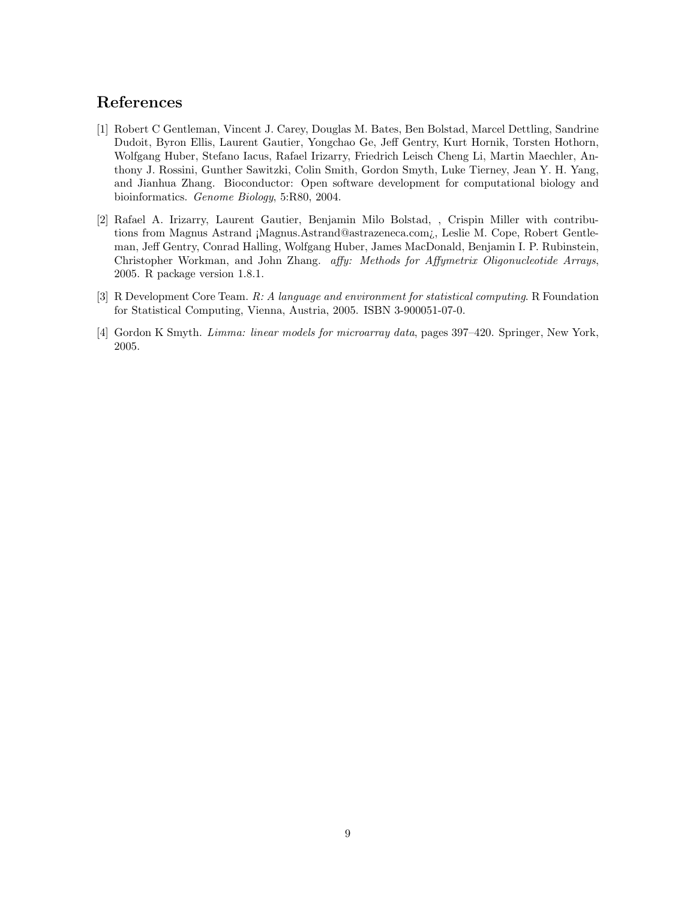## References

[1] Robert C Gentleman, Vincent J. Carey, Douglas M. Bates, Ben Bolstad, Marcel Dettling, Sandrine Dudoit, Byron Ellis, Laurent Gautier, Yongchao Ge, Jeff Gentry, Kurt Hornik, Torsten Hothorn, Wolfgang Huber, Stefano Iacus, Rafael Irizarry, Friedrich Leisch Cheng Li, Martin Maechler, Anthony J. Rossini, Gunther Sawitzki, Colin Smith, Gordon Smyth, Luke Tierney, Jean Y. H. Yang, and Jianhua Zhang. Bioconductor: Open software development for computational biology and bioinformatics. *Genome Biology*, 5:R80, 2004.

[2] Rafael A. Irizarry, Laurent Gautier, Benjamin Milo Bolstad, , Crispin Miller with contributions from Magnus Astrand ¡Magnus.Astrand@astrazeneca.com¿, Leslie M. Cope, Robert Gentleman, Jeff Gentry, Conrad Halling, Wolfgang Huber, James MacDonald, Benjamin I. P. Rubinstein, Christopher Workman, and John Zhang. *affy: Methods for Affymetrix Oligonucleotide Arrays*, 2005. R package version 1.8.1.

[3] R Development Core Team. *R: A language and environment for statistical computing*. R Foundation for Statistical Computing, Vienna, Austria, 2005. ISBN 3-900051-07-0.

[4] Gordon K Smyth. *Limma: linear models for microarray data*, pages 397–420. Springer, New York, 2005.